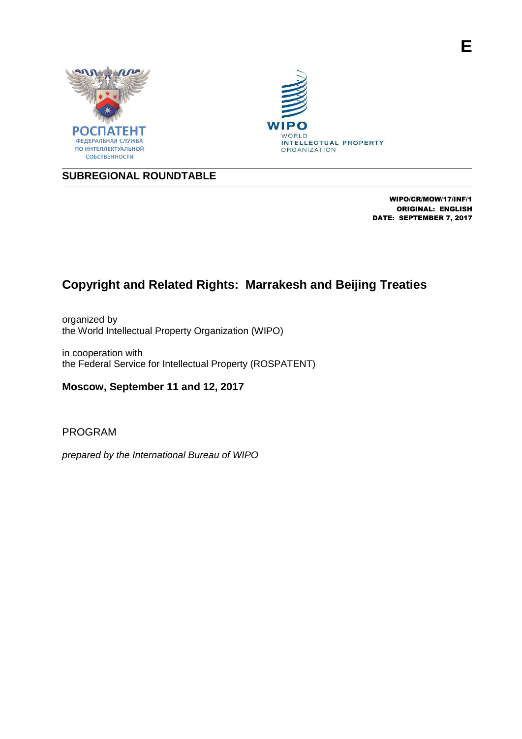E

РОСПАТЕНТ
ФЕДЕРАЛЬНАЯ СЛУЖБА
ПО ИНТЕЛЛЕКТУАЛЬНОЙ
СОБСТВЕННОСТИ

WIPO
WORLD
INTELLECTUAL PROPERTY
ORGANIZATION

## SUBREGIONAL ROUNDTABLE

**WIPO/CR/MOW/17/INF/1**
**ORIGINAL: ENGLISH**
**DATE: SEPTEMBER 7, 2017**

# Copyright and Related Rights: Marrakesh and Beijing Treaties

organized by
the World Intellectual Property Organization (WIPO)

in cooperation with
the Federal Service for Intellectual Property (ROSPATENT)

**Moscow, September 11 and 12, 2017**

PROGRAM

*prepared by the International Bureau of WIPO*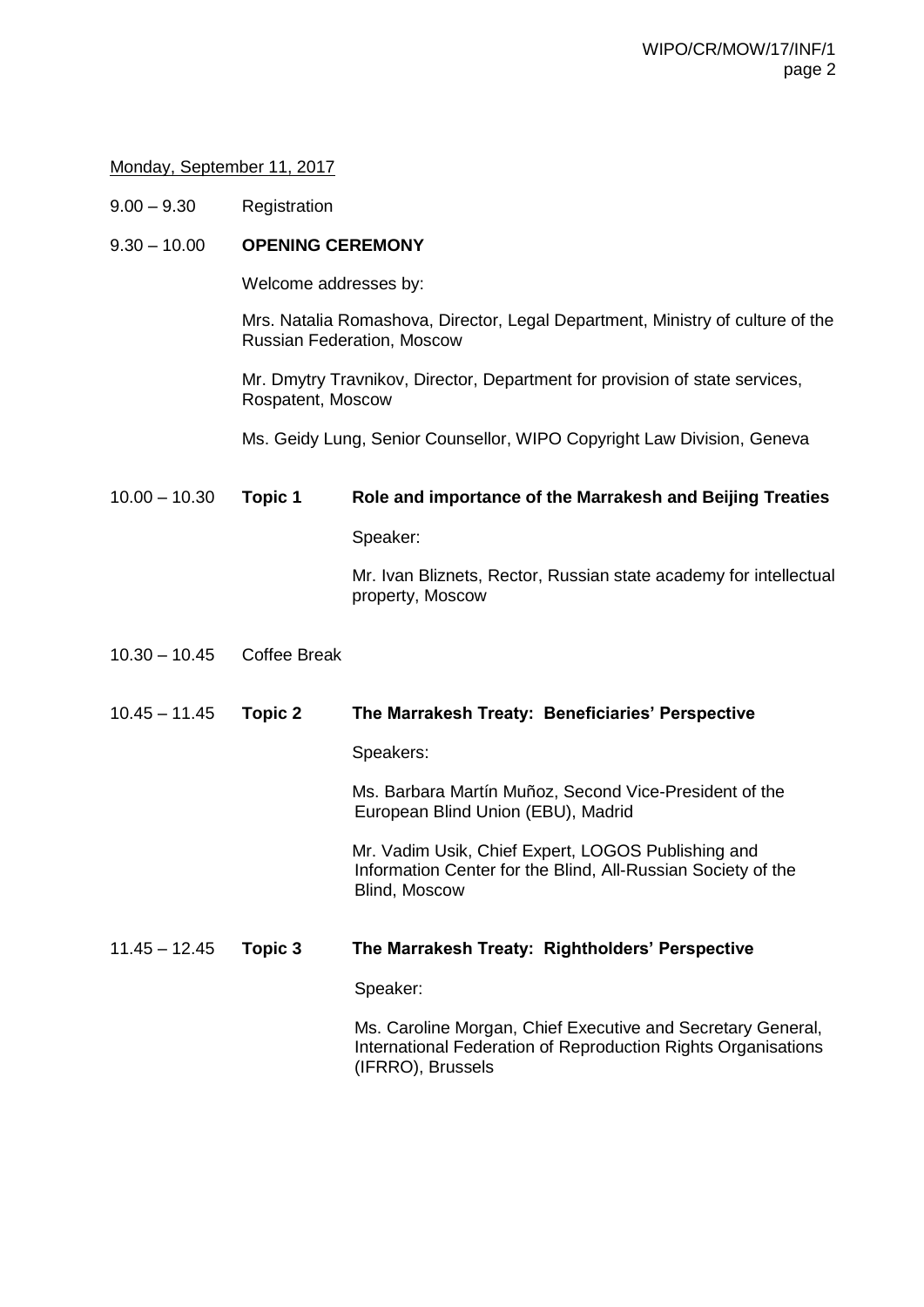<u>Monday, September 11, 2017</u>

9.00 – 9.30 Registration

9.30 – 10.00 **OPENING CEREMONY**

Welcome addresses by:

Mrs. Natalia Romashova, Director, Legal Department, Ministry of culture of the Russian Federation, Moscow

Mr. Dmytry Travnikov, Director, Department for provision of state services, Rospatent, Moscow

Ms. Geidy Lung, Senior Counsellor, WIPO Copyright Law Division, Geneva

10.00 – 10.30 **Topic 1** **Role and importance of the Marrakesh and Beijing Treaties**

Speaker:

Mr. Ivan Bliznets, Rector, Russian state academy for intellectual property, Moscow

10.30 – 10.45 Coffee Break

10.45 – 11.45 **Topic 2** **The Marrakesh Treaty: Beneficiaries' Perspective**

Speakers:

Ms. Barbara Martín Muñoz, Second Vice-President of the European Blind Union (EBU), Madrid

Mr. Vadim Usik, Chief Expert, LOGOS Publishing and Information Center for the Blind, All-Russian Society of the Blind, Moscow

11.45 – 12.45 **Topic 3** **The Marrakesh Treaty: Rightholders' Perspective**

Speaker:

Ms. Caroline Morgan, Chief Executive and Secretary General, International Federation of Reproduction Rights Organisations (IFRRO), Brussels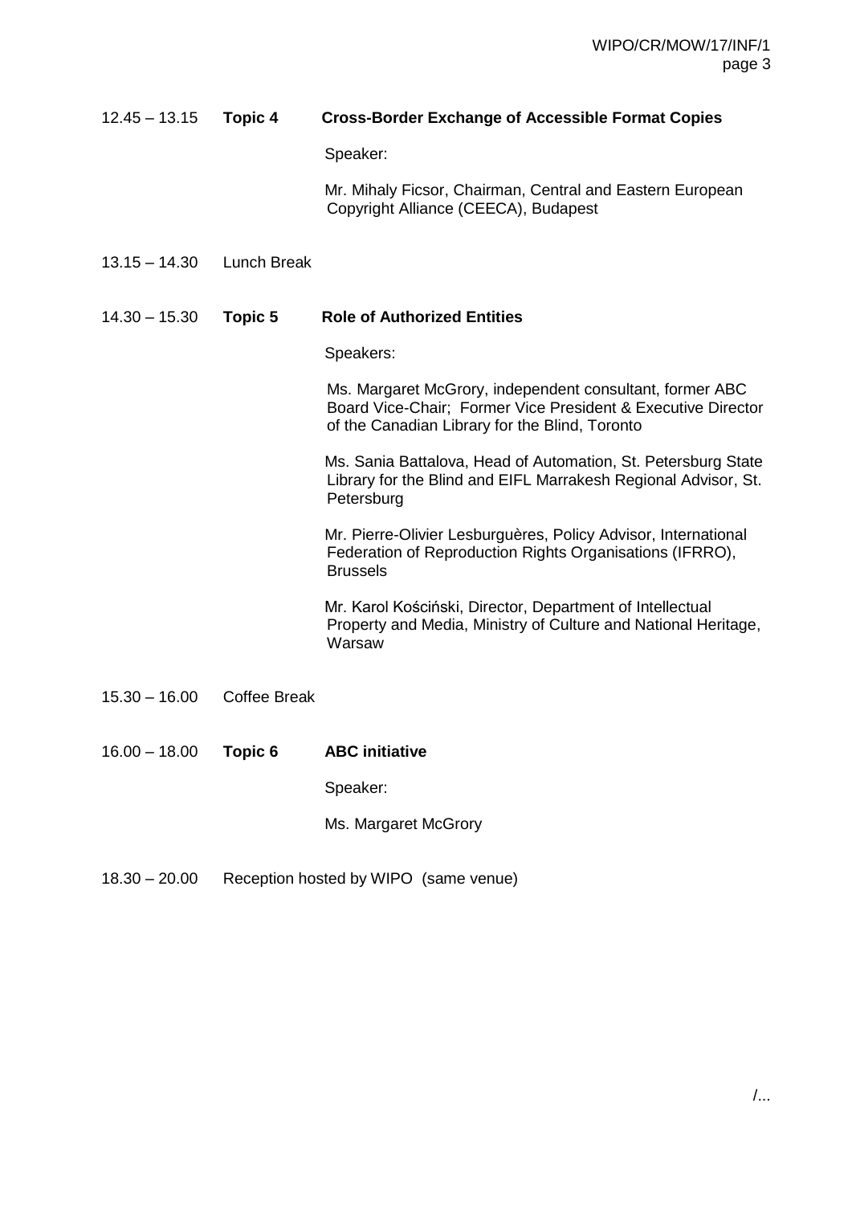12.45 – 13.15 **Topic 4** **Cross-Border Exchange of Accessible Format Copies**

Speaker:

Mr. Mihaly Ficsor, Chairman, Central and Eastern European Copyright Alliance (CEECA), Budapest

13.15 – 14.30 Lunch Break

14.30 – 15.30 **Topic 5** **Role of Authorized Entities**

Speakers:

Ms. Margaret McGrory, independent consultant, former ABC Board Vice-Chair; Former Vice President & Executive Director of the Canadian Library for the Blind, Toronto

Ms. Sania Battalova, Head of Automation, St. Petersburg State Library for the Blind and EIFL Marrakesh Regional Advisor, St. Petersburg

Mr. Pierre-Olivier Lesburguères, Policy Advisor, International Federation of Reproduction Rights Organisations (IFRRO), Brussels

Mr. Karol Kościński, Director, Department of Intellectual Property and Media, Ministry of Culture and National Heritage, Warsaw

15.30 – 16.00 Coffee Break

16.00 – 18.00 **Topic 6** **ABC initiative**

Speaker:

Ms. Margaret McGrory

18.30 – 20.00 Reception hosted by WIPO (same venue)

/...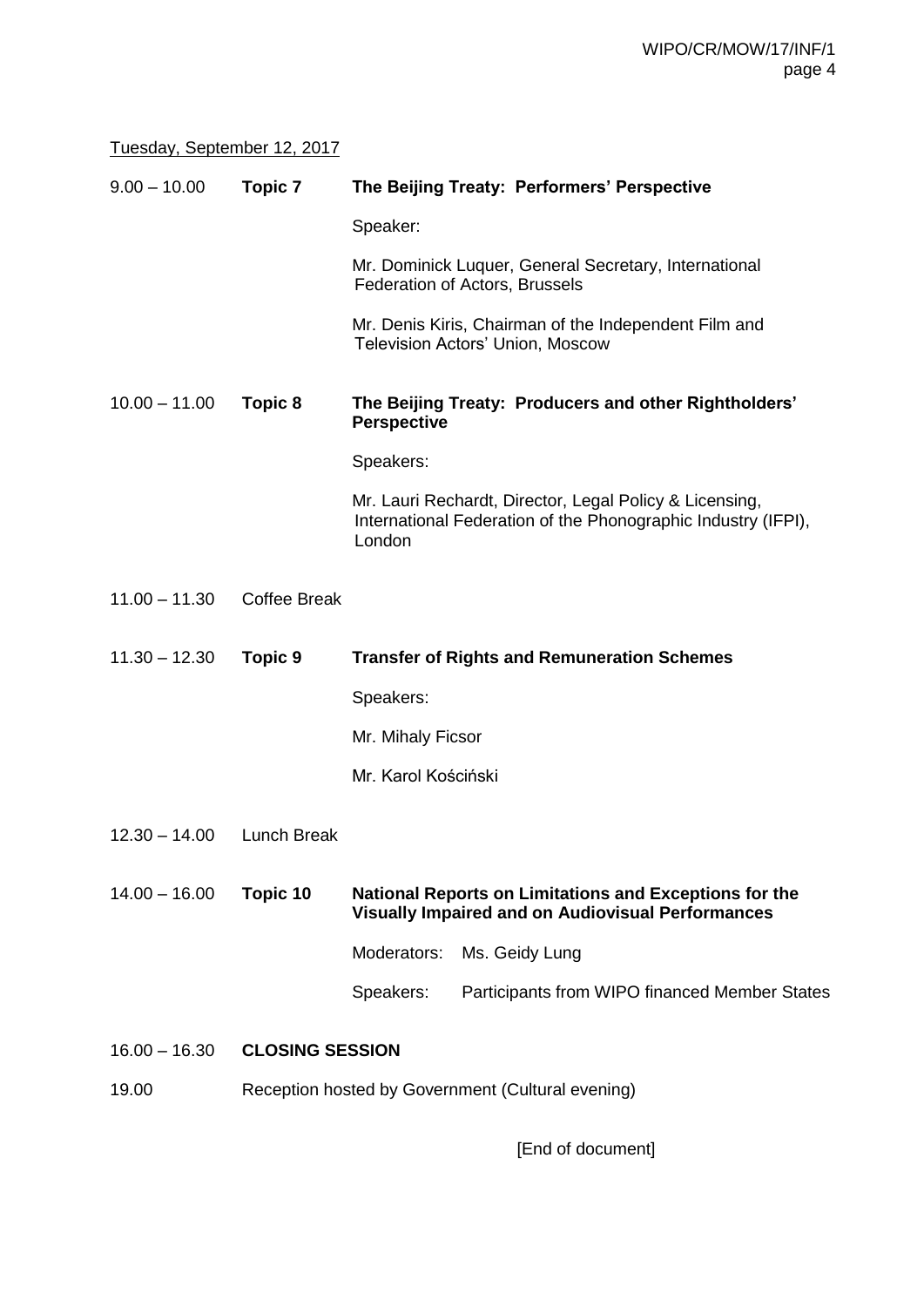Tuesday, September 12, 2017

| | | |
|---|---|---|
| 9.00 – 10.00 | **Topic 7** | **The Beijing Treaty: Performers' Perspective** |
| | | Speaker: |
| | | Mr. Dominick Luquer, General Secretary, International Federation of Actors, Brussels |
| | | Mr. Denis Kiris, Chairman of the Independent Film and Television Actors' Union, Moscow |
| 10.00 – 11.00 | **Topic 8** | **The Beijing Treaty: Producers and other Rightholders' Perspective** |
| | | Speakers: |
| | | Mr. Lauri Rechardt, Director, Legal Policy & Licensing, International Federation of the Phonographic Industry (IFPI), London |
| 11.00 – 11.30 | Coffee Break | |
| 11.30 – 12.30 | **Topic 9** | **Transfer of Rights and Remuneration Schemes** |
| | | Speakers: |
| | | Mr. Mihaly Ficsor |
| | | Mr. Karol Kościński |
| 12.30 – 14.00 | Lunch Break | |
| 14.00 – 16.00 | **Topic 10** | **National Reports on Limitations and Exceptions for the Visually Impaired and on Audiovisual Performances** |
| | | Moderators: Ms. Geidy Lung |
| | | Speakers: Participants from WIPO financed Member States |
| 16.00 – 16.30 | **CLOSING SESSION** | |
| 19.00 | Reception hosted by Government (Cultural evening) | |

[End of document]